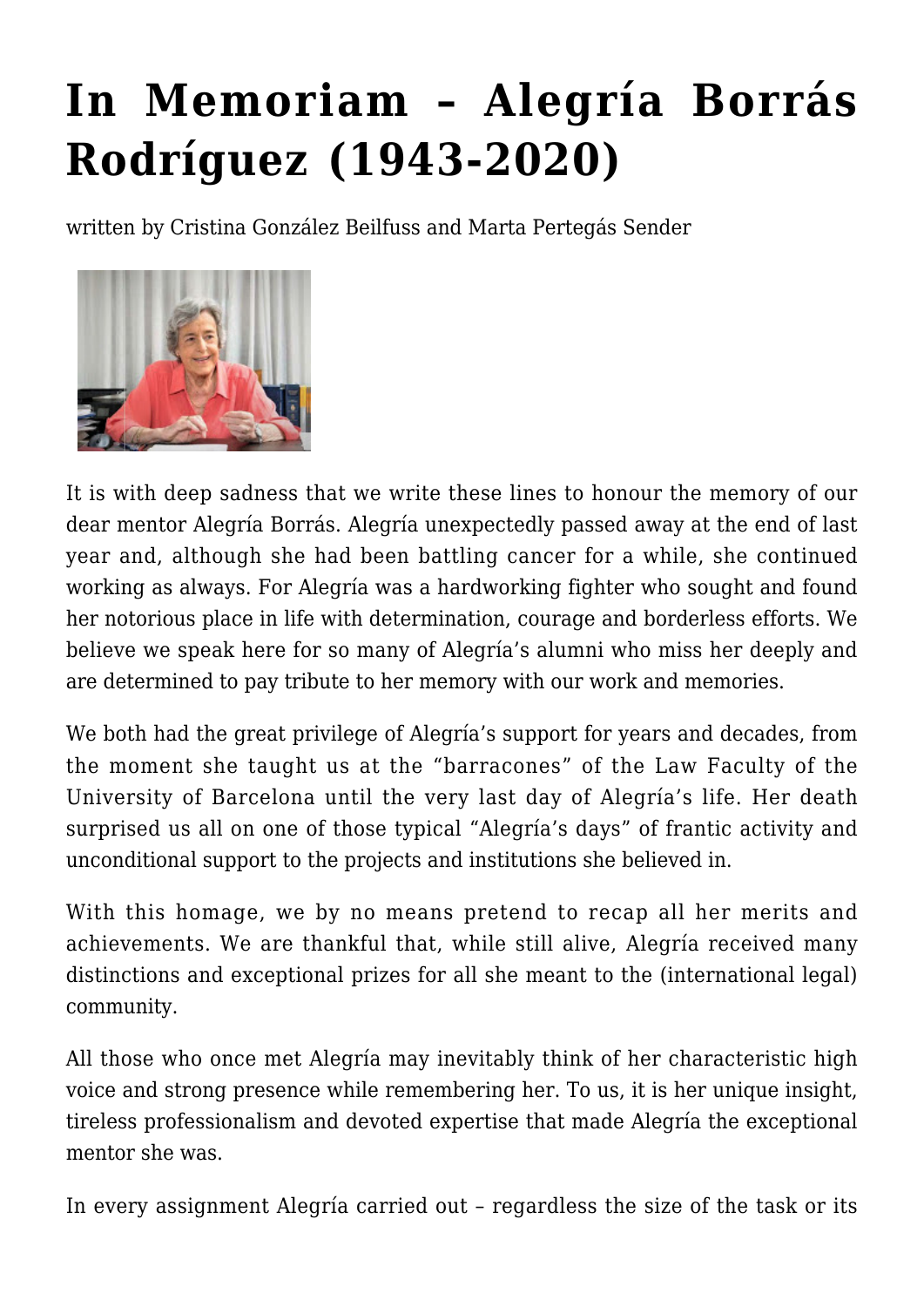# In Memoriam – Alegría Borrás Rodríguez (1943-2020)

written by Cristina González Beilfuss and Marta Pertegás Sender

It is with deep sadness that we write these lines to honour the memory of our dear mentor Alegría Borrás. Alegría unexpectedly passed away at the end of last year and, although she had been battling cancer for a while, she continued working as always. For Alegría was a hardworking fighter who sought and found her notorious place in life with determination, courage and borderless efforts. We believe we speak here for so many of Alegría's alumni who miss her deeply and are determined to pay tribute to her memory with our work and memories.

We both had the great privilege of Alegría's support for years and decades, from the moment she taught us at the "barracones" of the Law Faculty of the University of Barcelona until the very last day of Alegría's life. Her death surprised us all on one of those typical "Alegría's days" of frantic activity and unconditional support to the projects and institutions she believed in.

With this homage, we by no means pretend to recap all her merits and achievements. We are thankful that, while still alive, Alegría received many distinctions and exceptional prizes for all she meant to the (international legal) community.

All those who once met Alegría may inevitably think of her characteristic high voice and strong presence while remembering her. To us, it is her unique insight, tireless professionalism and devoted expertise that made Alegría the exceptional mentor she was.

In every assignment Alegría carried out – regardless the size of the task or its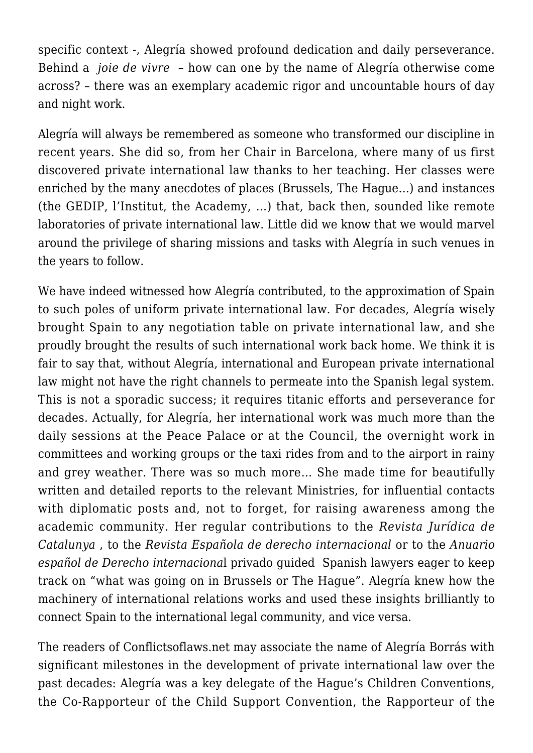specific context -, Alegría showed profound dedication and daily perseverance. Behind a *joie de vivre* – how can one by the name of Alegría otherwise come across? – there was an exemplary academic rigor and uncountable hours of day and night work.

Alegría will always be remembered as someone who transformed our discipline in recent years. She did so, from her Chair in Barcelona, where many of us first discovered private international law thanks to her teaching. Her classes were enriched by the many anecdotes of places (Brussels, The Hague…) and instances (the GEDIP, l'Institut, the Academy, …) that, back then, sounded like remote laboratories of private international law. Little did we know that we would marvel around the privilege of sharing missions and tasks with Alegría in such venues in the years to follow.

We have indeed witnessed how Alegría contributed, to the approximation of Spain to such poles of uniform private international law. For decades, Alegría wisely brought Spain to any negotiation table on private international law, and she proudly brought the results of such international work back home. We think it is fair to say that, without Alegría, international and European private international law might not have the right channels to permeate into the Spanish legal system. This is not a sporadic success; it requires titanic efforts and perseverance for decades. Actually, for Alegría, her international work was much more than the daily sessions at the Peace Palace or at the Council, the overnight work in committees and working groups or the taxi rides from and to the airport in rainy and grey weather. There was so much more… She made time for beautifully written and detailed reports to the relevant Ministries, for influential contacts with diplomatic posts and, not to forget, for raising awareness among the academic community. Her regular contributions to the *Revista Jurídica de Catalunya* , to the *Revista Española de derecho internacional* or to the *Anuario español de Derecho internacional* privado guided Spanish lawyers eager to keep track on "what was going on in Brussels or The Hague". Alegría knew how the machinery of international relations works and used these insights brilliantly to connect Spain to the international legal community, and vice versa.

The readers of Conflictsoflaws.net may associate the name of Alegría Borrás with significant milestones in the development of private international law over the past decades: Alegría was a key delegate of the Hague's Children Conventions, the Co-Rapporteur of the Child Support Convention, the Rapporteur of the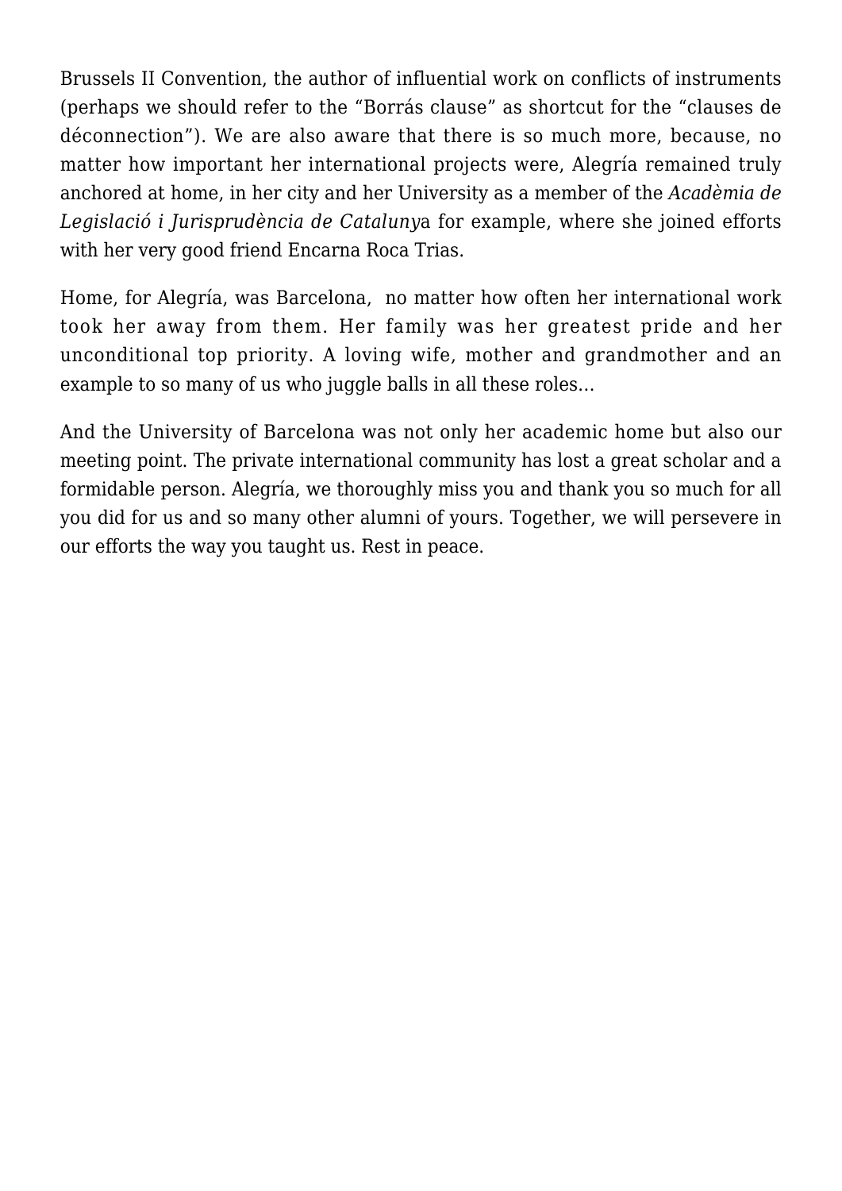Brussels II Convention, the author of influential work on conflicts of instruments (perhaps we should refer to the "Borrás clause" as shortcut for the "clauses de déconnection"). We are also aware that there is so much more, because, no matter how important her international projects were, Alegría remained truly anchored at home, in her city and her University as a member of the *Acadèmia de Legislació i Jurisprudència de Cataluny*a for example, where she joined efforts with her very good friend Encarna Roca Trias.

Home, for Alegría, was Barcelona, no matter how often her international work took her away from them. Her family was her greatest pride and her unconditional top priority. A loving wife, mother and grandmother and an example to so many of us who juggle balls in all these roles…

And the University of Barcelona was not only her academic home but also our meeting point. The private international community has lost a great scholar and a formidable person. Alegría, we thoroughly miss you and thank you so much for all you did for us and so many other alumni of yours. Together, we will persevere in our efforts the way you taught us. Rest in peace.